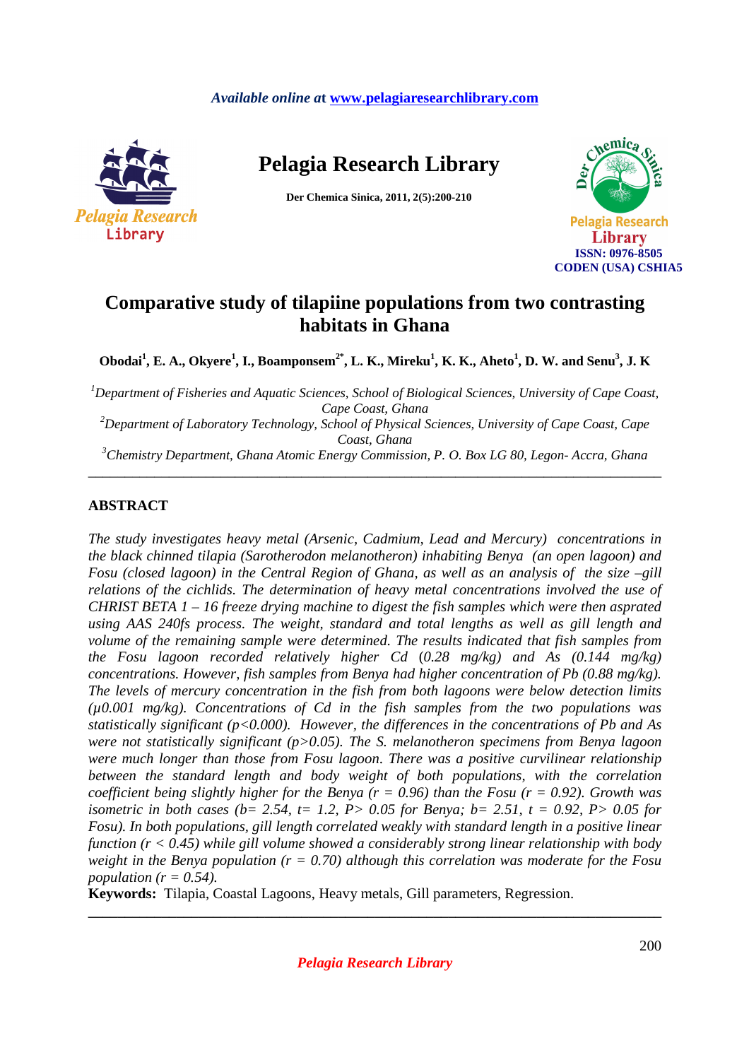*Available online at* **www.pelagiaresearchlibrary.com**

# Pelagia Research Library

**Der Chemica Sinica, 2011, 2(5):200-210**

**ISSN: 0976-8505**
**CODEN (USA) CSHIA5**

# Comparative study of tilapiine populations from two contrasting habitats in Ghana

**Obodai[1], E. A., Okyere[1], I., Boamponsem[2*], L. K., Mireku[1], K. K., Aheto[1], D. W. and Senu[3], J. K**

[1]*Department of Fisheries and Aquatic Sciences, School of Biological Sciences, University of Cape Coast, Cape Coast, Ghana*
[2]*Department of Laboratory Technology, School of Physical Sciences, University of Cape Coast, Cape Coast, Ghana*
[3]*Chemistry Department, Ghana Atomic Energy Commission, P. O. Box LG 80, Legon- Accra, Ghana*

---

## ABSTRACT

*The study investigates heavy metal (Arsenic, Cadmium, Lead and Mercury) concentrations in the black chinned tilapia (Sarotherodon melanotheron) inhabiting Benya (an open lagoon) and Fosu (closed lagoon) in the Central Region of Ghana, as well as an analysis of the size –gill relations of the cichlids. The determination of heavy metal concentrations involved the use of CHRIST BETA 1 – 16 freeze drying machine to digest the fish samples which were then asprated using AAS 240fs process. The weight, standard and total lengths as well as gill length and volume of the remaining sample were determined. The results indicated that fish samples from the Fosu lagoon recorded relatively higher Cd (0.28 mg/kg) and As (0.144 mg/kg) concentrations. However, fish samples from Benya had higher concentration of Pb (0.88 mg/kg). The levels of mercury concentration in the fish from both lagoons were below detection limits (µ0.001 mg/kg). Concentrations of Cd in the fish samples from the two populations was statistically significant ($p<0.000$). However, the differences in the concentrations of Pb and As were not statistically significant ($p>0.05$). The S. melanotheron specimens from Benya lagoon were much longer than those from Fosu lagoon. There was a positive curvilinear relationship between the standard length and body weight of both populations, with the correlation coefficient being slightly higher for the Benya ($r = 0.96$) than the Fosu ($r = 0.92$). Growth was isometric in both cases ($b= 2.54$, $t= 1.2$, $P> 0.05$ for Benya; $b= 2.51$, $t = 0.92$, $P> 0.05$ for Fosu). In both populations, gill length correlated weakly with standard length in a positive linear function ($r < 0.45$) while gill volume showed a considerably strong linear relationship with body weight in the Benya population ($r = 0.70$) although this correlation was moderate for the Fosu population ($r = 0.54$).*

**Keywords:** Tilapia, Coastal Lagoons, Heavy metals, Gill parameters, Regression.

---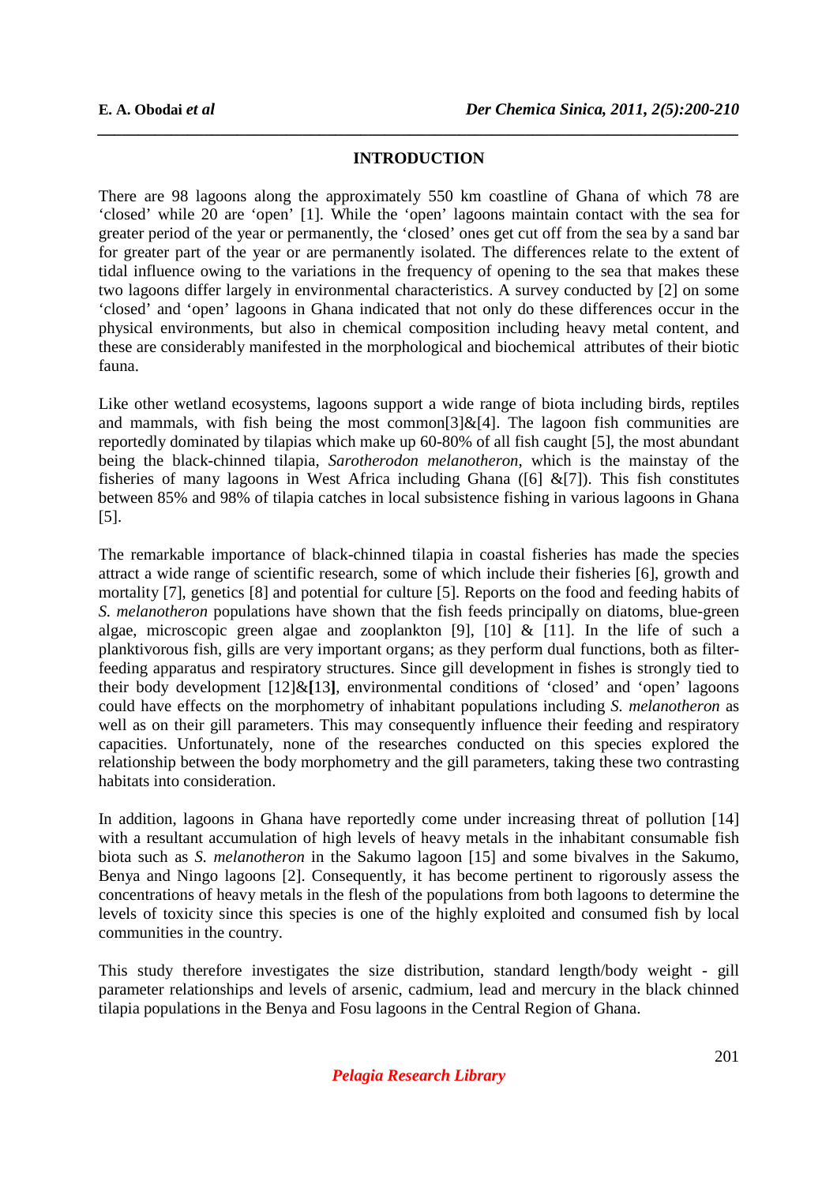## INTRODUCTION

There are 98 lagoons along the approximately 550 km coastline of Ghana of which 78 are 'closed' while 20 are 'open' [1]. While the 'open' lagoons maintain contact with the sea for greater period of the year or permanently, the 'closed' ones get cut off from the sea by a sand bar for greater part of the year or are permanently isolated. The differences relate to the extent of tidal influence owing to the variations in the frequency of opening to the sea that makes these two lagoons differ largely in environmental characteristics. A survey conducted by [2] on some 'closed' and 'open' lagoons in Ghana indicated that not only do these differences occur in the physical environments, but also in chemical composition including heavy metal content, and these are considerably manifested in the morphological and biochemical attributes of their biotic fauna.

Like other wetland ecosystems, lagoons support a wide range of biota including birds, reptiles and mammals, with fish being the most common[3]&[4]. The lagoon fish communities are reportedly dominated by tilapias which make up 60-80% of all fish caught [5], the most abundant being the black-chinned tilapia, *Sarotherodon melanotheron*, which is the mainstay of the fisheries of many lagoons in West Africa including Ghana ([6] &[7]). This fish constitutes between 85% and 98% of tilapia catches in local subsistence fishing in various lagoons in Ghana [5].

The remarkable importance of black-chinned tilapia in coastal fisheries has made the species attract a wide range of scientific research, some of which include their fisheries [6], growth and mortality [7], genetics [8] and potential for culture [5]. Reports on the food and feeding habits of *S. melanotheron* populations have shown that the fish feeds principally on diatoms, blue-green algae, microscopic green algae and zooplankton [9], [10] & [11]. In the life of such a planktivorous fish, gills are very important organs; as they perform dual functions, both as filter-feeding apparatus and respiratory structures. Since gill development in fishes is strongly tied to their body development [12]&[13], environmental conditions of 'closed' and 'open' lagoons could have effects on the morphometry of inhabitant populations including *S. melanotheron* as well as on their gill parameters. This may consequently influence their feeding and respiratory capacities. Unfortunately, none of the researches conducted on this species explored the relationship between the body morphometry and the gill parameters, taking these two contrasting habitats into consideration.

In addition, lagoons in Ghana have reportedly come under increasing threat of pollution [14] with a resultant accumulation of high levels of heavy metals in the inhabitant consumable fish biota such as *S. melanotheron* in the Sakumo lagoon [15] and some bivalves in the Sakumo, Benya and Ningo lagoons [2]. Consequently, it has become pertinent to rigorously assess the concentrations of heavy metals in the flesh of the populations from both lagoons to determine the levels of toxicity since this species is one of the highly exploited and consumed fish by local communities in the country.

This study therefore investigates the size distribution, standard length/body weight - gill parameter relationships and levels of arsenic, cadmium, lead and mercury in the black chinned tilapia populations in the Benya and Fosu lagoons in the Central Region of Ghana.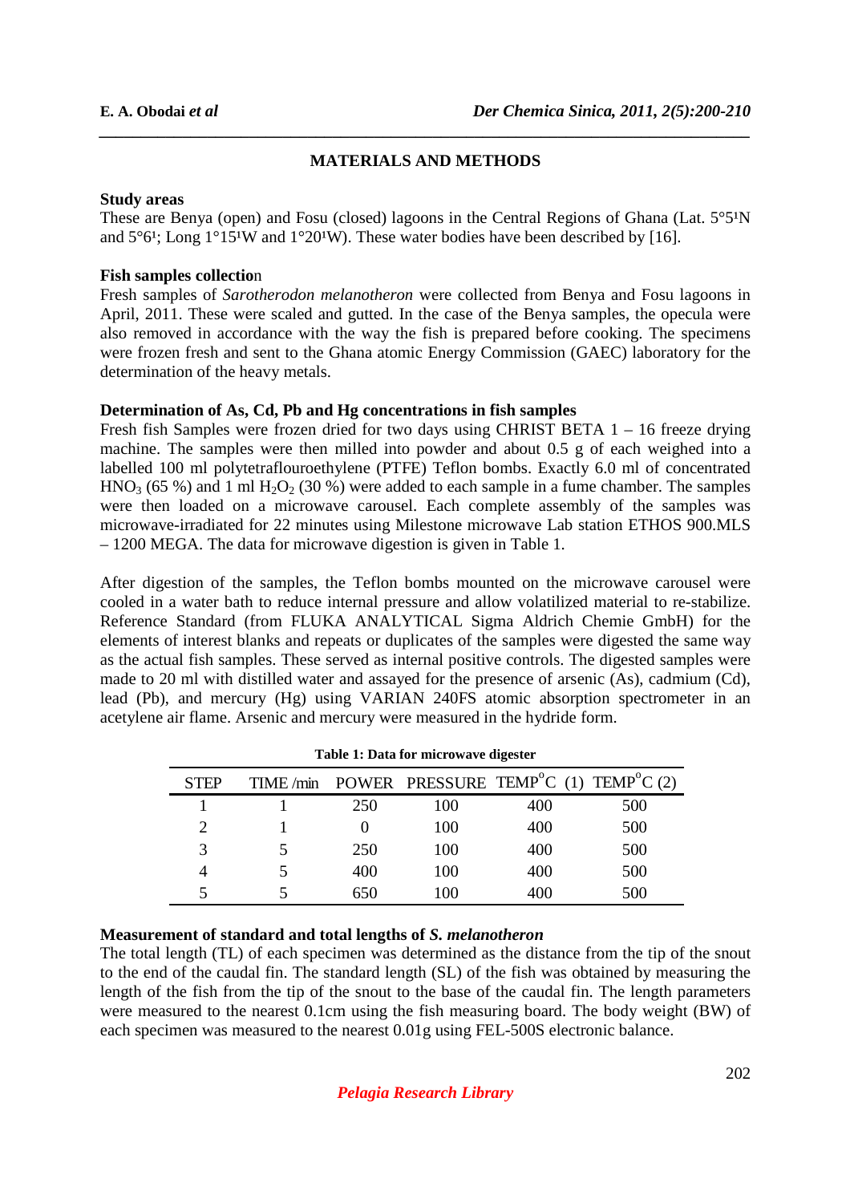## MATERIALS AND METHODS

### Study areas

These are Benya (open) and Fosu (closed) lagoons in the Central Regions of Ghana (Lat. 5°5¹N and 5°6¹; Long 1°15¹W and 1°20¹W). These water bodies have been described by [16].

### Fish samples collection

Fresh samples of *Sarotherodon melanotheron* were collected from Benya and Fosu lagoons in April, 2011. These were scaled and gutted. In the case of the Benya samples, the opecula were also removed in accordance with the way the fish is prepared before cooking. The specimens were frozen fresh and sent to the Ghana atomic Energy Commission (GAEC) laboratory for the determination of the heavy metals.

### Determination of As, Cd, Pb and Hg concentrations in fish samples

Fresh fish Samples were frozen dried for two days using CHRIST BETA 1 – 16 freeze drying machine. The samples were then milled into powder and about 0.5 g of each weighed into a labelled 100 ml polytetraflouroethylene (PTFE) Teflon bombs. Exactly 6.0 ml of concentrated $HNO_3$ (65 %) and 1 ml $H_2O_2$ (30 %) were added to each sample in a fume chamber. The samples were then loaded on a microwave carousel. Each complete assembly of the samples was microwave-irradiated for 22 minutes using Milestone microwave Lab station ETHOS 900.MLS – 1200 MEGA. The data for microwave digestion is given in Table 1.

After digestion of the samples, the Teflon bombs mounted on the microwave carousel were cooled in a water bath to reduce internal pressure and allow volatilized material to re-stabilize. Reference Standard (from FLUKA ANALYTICAL Sigma Aldrich Chemie GmbH) for the elements of interest blanks and repeats or duplicates of the samples were digested the same way as the actual fish samples. These served as internal positive controls. The digested samples were made to 20 ml with distilled water and assayed for the presence of arsenic (As), cadmium (Cd), lead (Pb), and mercury (Hg) using VARIAN 240FS atomic absorption spectrometer in an acetylene air flame. Arsenic and mercury were measured in the hydride form.

**Table 1: Data for microwave digester**

| STEP | TIME /min | POWER | PRESSURE | TEMP°C (1) | TEMP°C (2) |
|---|---|---|---|---|---|
| 1 | 1 | 250 | 100 | 400 | 500 |
| 2 | 1 | 0 | 100 | 400 | 500 |
| 3 | 5 | 250 | 100 | 400 | 500 |
| 4 | 5 | 400 | 100 | 400 | 500 |
| 5 | 5 | 650 | 100 | 400 | 500 |

### Measurement of standard and total lengths of *S. melanotheron*

The total length (TL) of each specimen was determined as the distance from the tip of the snout to the end of the caudal fin. The standard length (SL) of the fish was obtained by measuring the length of the fish from the tip of the snout to the base of the caudal fin. The length parameters were measured to the nearest 0.1cm using the fish measuring board. The body weight (BW) of each specimen was measured to the nearest 0.01g using FEL-500S electronic balance.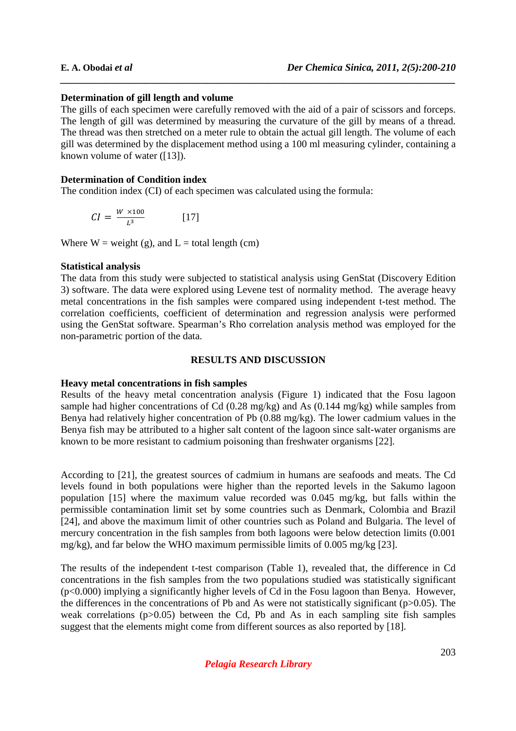### Determination of gill length and volume

The gills of each specimen were carefully removed with the aid of a pair of scissors and forceps. The length of gill was determined by measuring the curvature of the gill by means of a thread. The thread was then stretched on a meter rule to obtain the actual gill length. The volume of each gill was determined by the displacement method using a 100 ml measuring cylinder, containing a known volume of water ([13]).

### Determination of Condition index

The condition index (CI) of each specimen was calculated using the formula:

$$CI = \frac{W \times 100}{L^3} \qquad [17]$$

Where W = weight (g), and L = total length (cm)

### Statistical analysis

The data from this study were subjected to statistical analysis using GenStat (Discovery Edition 3) software. The data were explored using Levene test of normality method. The average heavy metal concentrations in the fish samples were compared using independent t-test method. The correlation coefficients, coefficient of determination and regression analysis were performed using the GenStat software. Spearman's Rho correlation analysis method was employed for the non-parametric portion of the data.

## RESULTS AND DISCUSSION

### Heavy metal concentrations in fish samples

Results of the heavy metal concentration analysis (Figure 1) indicated that the Fosu lagoon sample had higher concentrations of Cd (0.28 mg/kg) and As (0.144 mg/kg) while samples from Benya had relatively higher concentration of Pb (0.88 mg/kg). The lower cadmium values in the Benya fish may be attributed to a higher salt content of the lagoon since salt-water organisms are known to be more resistant to cadmium poisoning than freshwater organisms [22].

According to [21], the greatest sources of cadmium in humans are seafoods and meats. The Cd levels found in both populations were higher than the reported levels in the Sakumo lagoon population [15] where the maximum value recorded was 0.045 mg/kg, but falls within the permissible contamination limit set by some countries such as Denmark, Colombia and Brazil [24], and above the maximum limit of other countries such as Poland and Bulgaria. The level of mercury concentration in the fish samples from both lagoons were below detection limits (0.001 mg/kg), and far below the WHO maximum permissible limits of 0.005 mg/kg [23].

The results of the independent t-test comparison (Table 1), revealed that, the difference in Cd concentrations in the fish samples from the two populations studied was statistically significant ($p<0.000$) implying a significantly higher levels of Cd in the Fosu lagoon than Benya. However, the differences in the concentrations of Pb and As were not statistically significant ($p>0.05$). The weak correlations ($p>0.05$) between the Cd, Pb and As in each sampling site fish samples suggest that the elements might come from different sources as also reported by [18].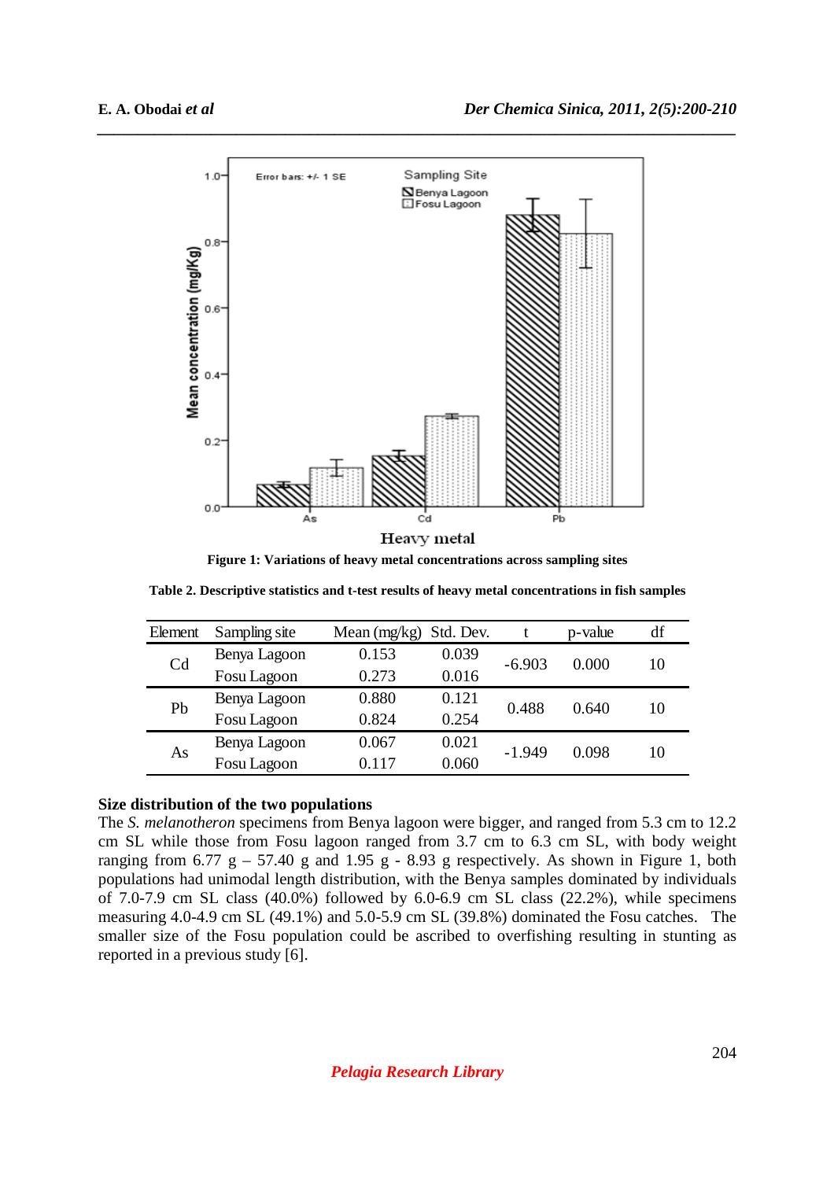Figure 1: Variations of heavy metal concentrations across sampling sites

Table 2. Descriptive statistics and t-test results of heavy metal concentrations in fish samples

| Element | Sampling site | Mean (mg/kg) | Std. Dev. | t | p-value | df |
|---|---|---|---|---|---|---|
| Cd | Benya Lagoon | 0.153 | 0.039 | -6.903 | 0.000 | 10 |
| | Fosu Lagoon | 0.273 | 0.016 | | | |
| Pb | Benya Lagoon | 0.880 | 0.121 | 0.488 | 0.640 | 10 |
| | Fosu Lagoon | 0.824 | 0.254 | | | |
| As | Benya Lagoon | 0.067 | 0.021 | -1.949 | 0.098 | 10 |
| | Fosu Lagoon | 0.117 | 0.060 | | | |

**Size distribution of the two populations**

The *S. melanotheron* specimens from Benya lagoon were bigger, and ranged from 5.3 cm to 12.2 cm SL while those from Fosu lagoon ranged from 3.7 cm to 6.3 cm SL, with body weight ranging from 6.77 g – 57.40 g and 1.95 g - 8.93 g respectively. As shown in Figure 1, both populations had unimodal length distribution, with the Benya samples dominated by individuals of 7.0-7.9 cm SL class (40.0%) followed by 6.0-6.9 cm SL class (22.2%), while specimens measuring 4.0-4.9 cm SL (49.1%) and 5.0-5.9 cm SL (39.8%) dominated the Fosu catches. The smaller size of the Fosu population could be ascribed to overfishing resulting in stunting as reported in a previous study [6].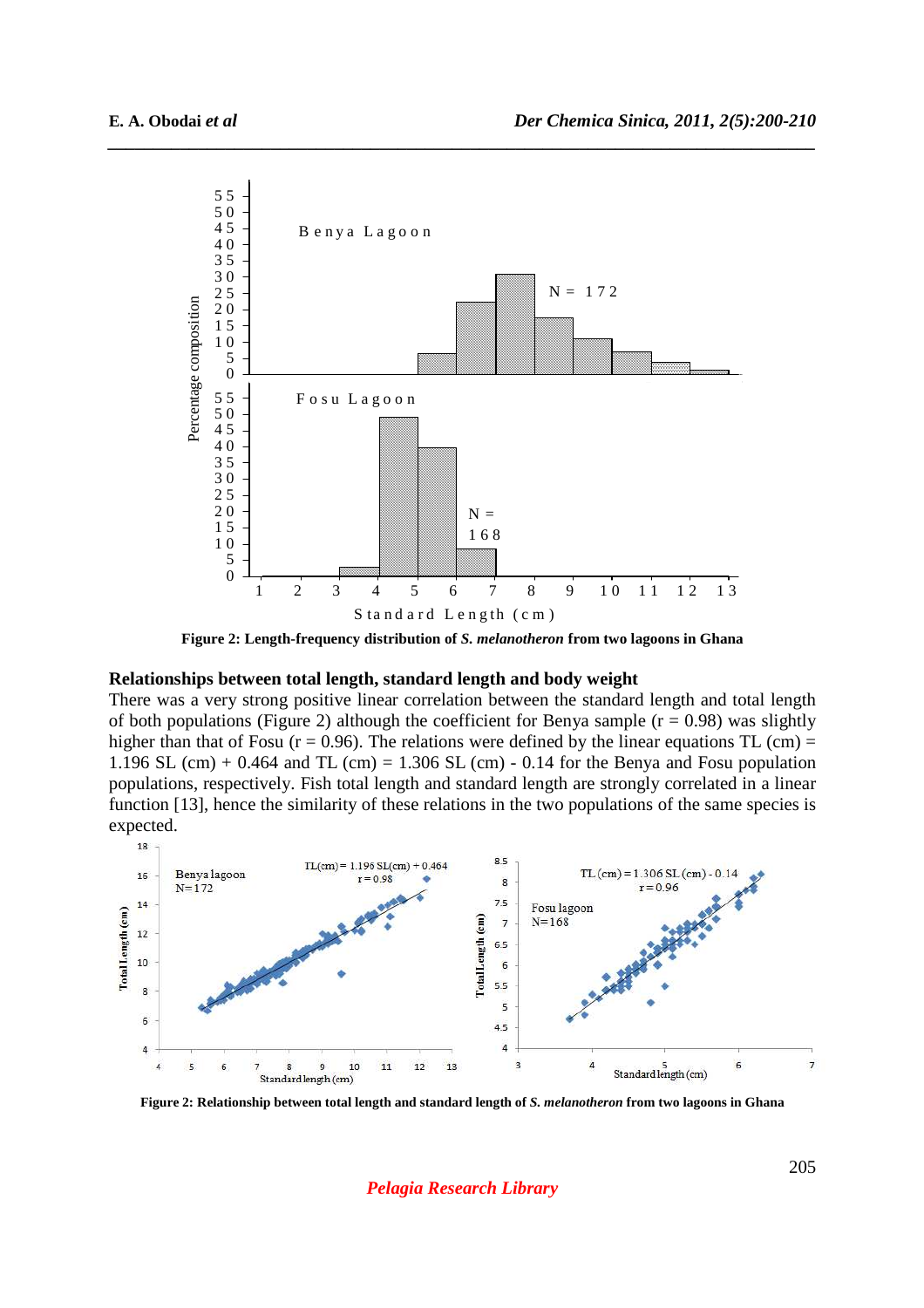Figure 2: Length-frequency distribution of *S. melanotheron* from two lagoons in Ghana

### Relationships between total length, standard length and body weight

There was a very strong positive linear correlation between the standard length and total length of both populations (Figure 2) although the coefficient for Benya sample ($r = 0.98$) was slightly higher than that of Fosu ($r = 0.96$). The relations were defined by the linear equations TL (cm) = 1.196 SL (cm) + 0.464 and TL (cm) = 1.306 SL (cm) - 0.14 for the Benya and Fosu population populations, respectively. Fish total length and standard length are strongly correlated in a linear function [13], hence the similarity of these relations in the two populations of the same species is expected.

Figure 2: Relationship between total length and standard length of *S. melanotheron* from two lagoons in Ghana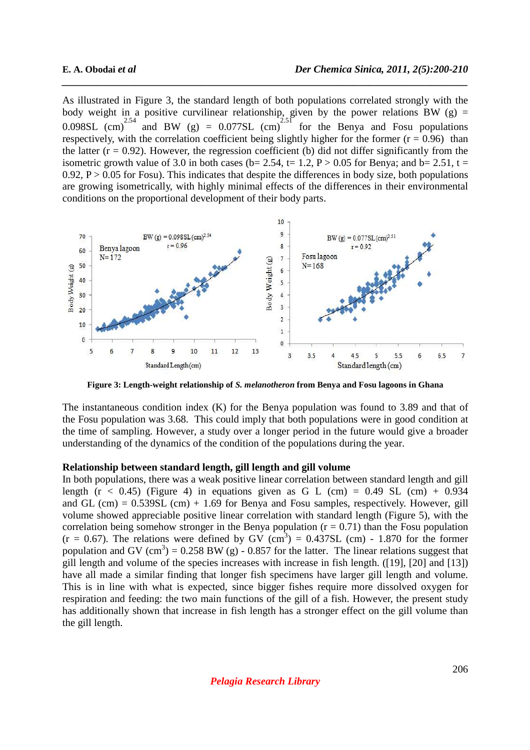As illustrated in Figure 3, the standard length of both populations correlated strongly with the body weight in a positive curvilinear relationship, given by the power relations BW (g) = $0.098SL\ (cm)^{2.54}$ and BW (g) = $0.077SL\ (cm)^{2.51}$ for the Benya and Fosu populations respectively, with the correlation coefficient being slightly higher for the former ($r = 0.96$) than the latter ($r = 0.92$). However, the regression coefficient (b) did not differ significantly from the isometric growth value of 3.0 in both cases ($b = 2.54$, $t = 1.2$, $P > 0.05$ for Benya; and $b = 2.51$, $t = 0.92$, $P > 0.05$ for Fosu). This indicates that despite the differences in body size, both populations are growing isometrically, with highly minimal effects of the differences in their environmental conditions on the proportional development of their body parts.

**Figure 3: Length-weight relationship of *S. melanotheron* from Benya and Fosu lagoons in Ghana**

The instantaneous condition index (K) for the Benya population was found to 3.89 and that of the Fosu population was 3.68. This could imply that both populations were in good condition at the time of sampling. However, a study over a longer period in the future would give a broader understanding of the dynamics of the condition of the populations during the year.

**Relationship between standard length, gill length and gill volume**

In both populations, there was a weak positive linear correlation between standard length and gill length ($r < 0.45$) (Figure 4) in equations given as G L (cm) = 0.49 SL (cm) + 0.934 and GL (cm) = 0.539SL (cm) + 1.69 for Benya and Fosu samples, respectively. However, gill volume showed appreciable positive linear correlation with standard length (Figure 5), with the correlation being somehow stronger in the Benya population ($r = 0.71$) than the Fosu population ($r = 0.67$). The relations were defined by GV ($cm^3$) = 0.437SL (cm) - 1.870 for the former population and GV ($cm^3$) = 0.258 BW (g) - 0.857 for the latter. The linear relations suggest that gill length and volume of the species increases with increase in fish length. ([19], [20] and [13]) have all made a similar finding that longer fish specimens have larger gill length and volume. This is in line with what is expected, since bigger fishes require more dissolved oxygen for respiration and feeding: the two main functions of the gill of a fish. However, the present study has additionally shown that increase in fish length has a stronger effect on the gill volume than the gill length.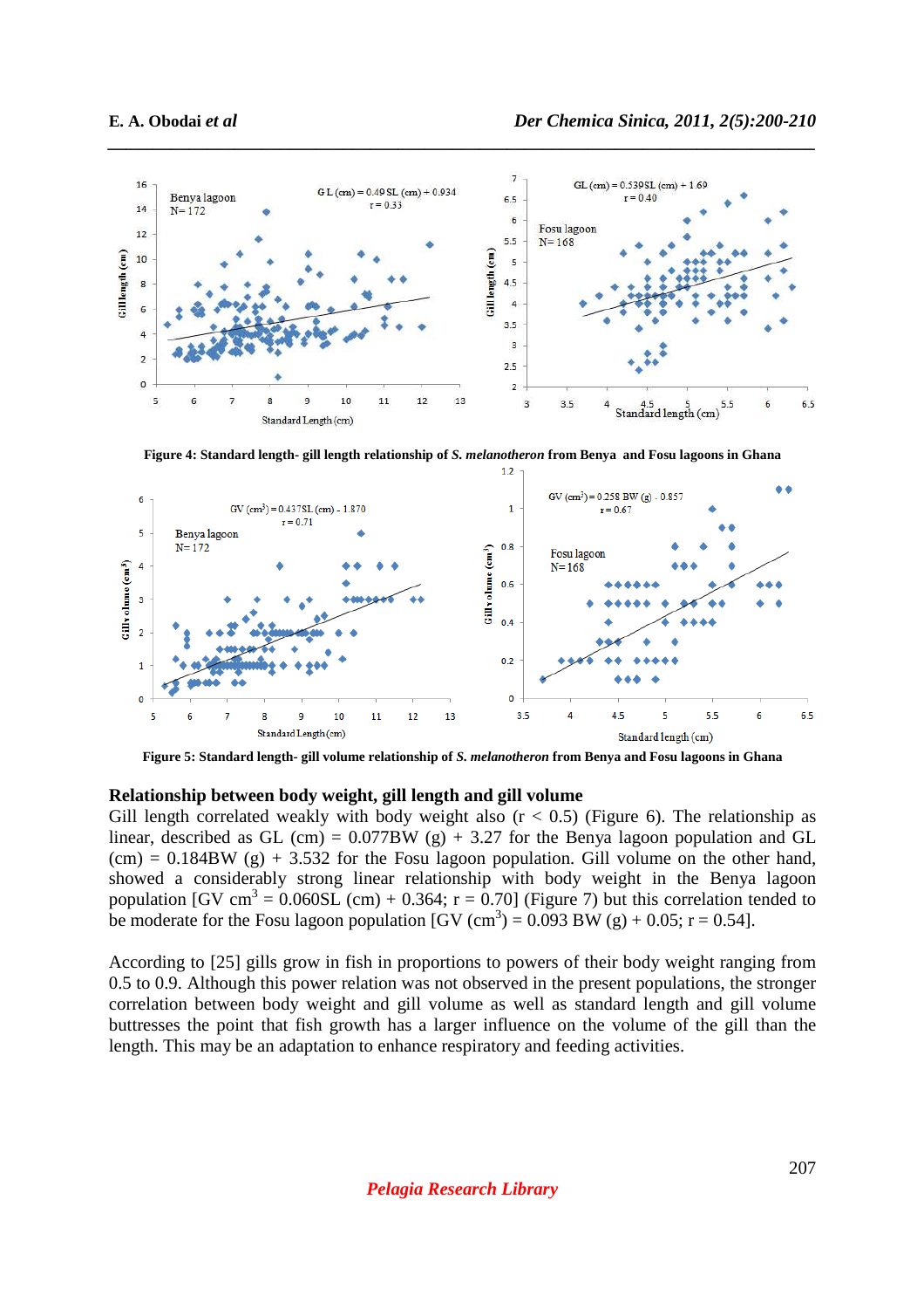Figure 4: Standard length- gill length relationship of *S. melanotheron* from Benya and Fosu lagoons in Ghana

Figure 5: Standard length- gill volume relationship of *S. melanotheron* from Benya and Fosu lagoons in Ghana

## Relationship between body weight, gill length and gill volume

Gill length correlated weakly with body weight also ($r < 0.5$) (Figure 6). The relationship as linear, described as GL (cm) = 0.077BW (g) + 3.27 for the Benya lagoon population and GL (cm) = 0.184BW (g) + 3.532 for the Fosu lagoon population. Gill volume on the other hand, showed a considerably strong linear relationship with body weight in the Benya lagoon population [GV $cm^3$ = 0.060SL (cm) + 0.364; r = 0.70] (Figure 7) but this correlation tended to be moderate for the Fosu lagoon population [GV ($cm^3$) = 0.093 BW (g) + 0.05; r = 0.54].

According to [25] gills grow in fish in proportions to powers of their body weight ranging from 0.5 to 0.9. Although this power relation was not observed in the present populations, the stronger correlation between body weight and gill volume as well as standard length and gill volume buttresses the point that fish growth has a larger influence on the volume of the gill than the length. This may be an adaptation to enhance respiratory and feeding activities.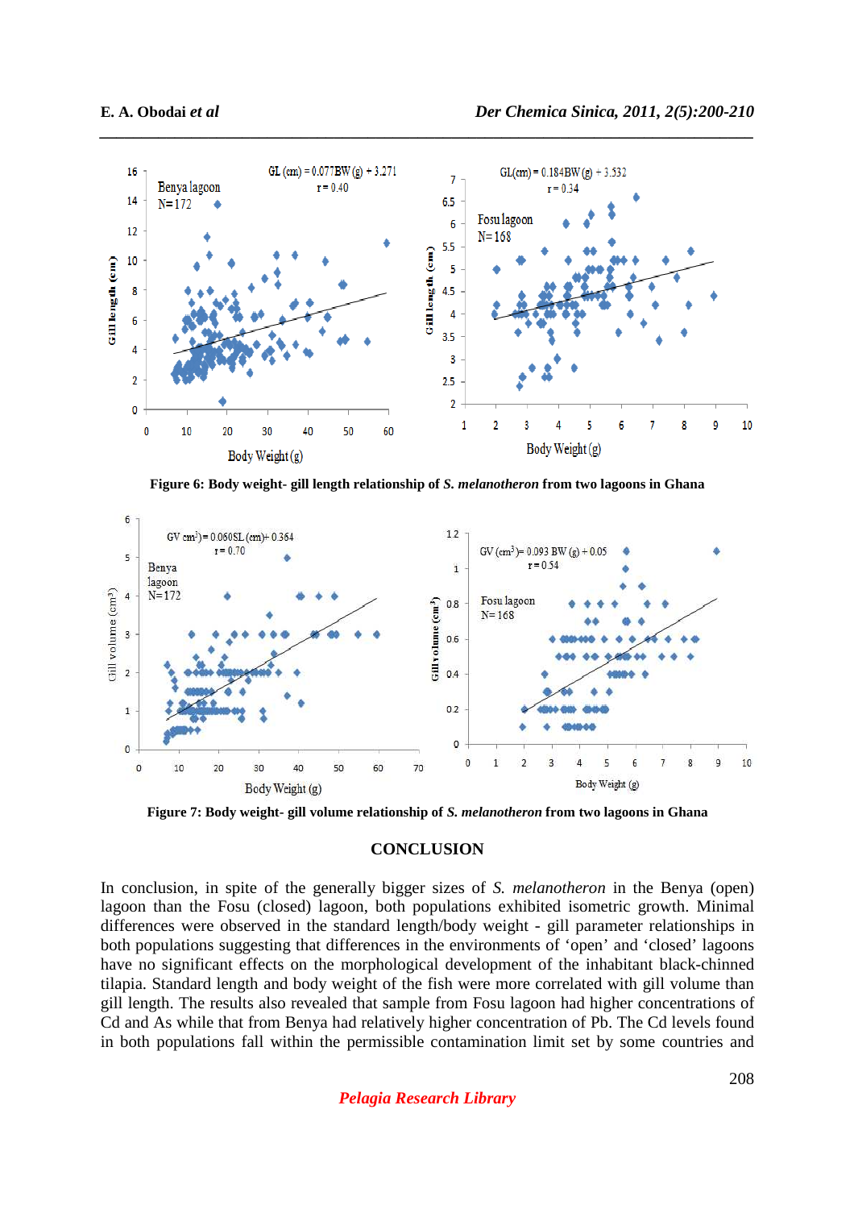Figure 6: Body weight- gill length relationship of *S. melanotheron* from two lagoons in Ghana

Figure 7: Body weight- gill volume relationship of *S. melanotheron* from two lagoons in Ghana

## CONCLUSION

In conclusion, in spite of the generally bigger sizes of *S. melanotheron* in the Benya (open) lagoon than the Fosu (closed) lagoon, both populations exhibited isometric growth. Minimal differences were observed in the standard length/body weight - gill parameter relationships in both populations suggesting that differences in the environments of 'open' and 'closed' lagoons have no significant effects on the morphological development of the inhabitant black-chinned tilapia. Standard length and body weight of the fish were more correlated with gill volume than gill length. The results also revealed that sample from Fosu lagoon had higher concentrations of Cd and As while that from Benya had relatively higher concentration of Pb. The Cd levels found in both populations fall within the permissible contamination limit set by some countries and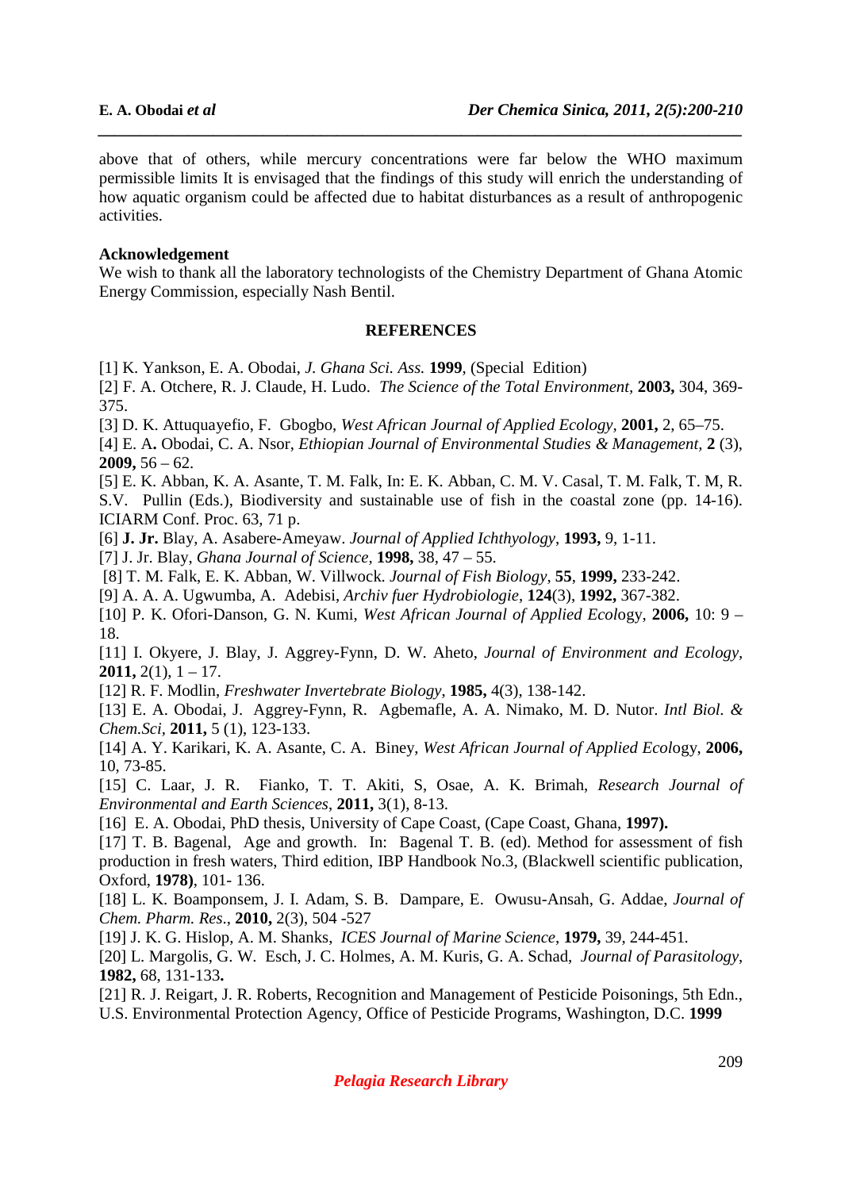above that of others, while mercury concentrations were far below the WHO maximum permissible limits It is envisaged that the findings of this study will enrich the understanding of how aquatic organism could be affected due to habitat disturbances as a result of anthropogenic activities.

**Acknowledgement**

We wish to thank all the laboratory technologists of the Chemistry Department of Ghana Atomic Energy Commission, especially Nash Bentil.

## REFERENCES

[1] K. Yankson, E. A. Obodai, *J. Ghana Sci. Ass.* **1999**, (Special Edition)

[2] F. A. Otchere, R. J. Claude, H. Ludo. *The Science of the Total Environment*, **2003,** 304, 369-375.

[3] D. K. Attuquayefio, F. Gbogbo, *West African Journal of Applied Ecology*, **2001,** 2, 65–75.

[4] E. A**.** Obodai, C. A. Nsor, *Ethiopian Journal of Environmental Studies & Management,* **2** (3), **2009,** 56 – 62.

[5] E. K. Abban, K. A. Asante, T. M. Falk, In: E. K. Abban, C. M. V. Casal, T. M. Falk, T. M, R. S.V. Pullin (Eds.), Biodiversity and sustainable use of fish in the coastal zone (pp. 14-16). ICIARM Conf. Proc. 63, 71 p.

[6] **J. Jr.** Blay, A. Asabere-Ameyaw. *Journal of Applied Ichthyology*, **1993,** 9, 1-11.

[7] J. Jr. Blay, *Ghana Journal of Science,* **1998,** 38, 47 – 55.

[8] T. M. Falk, E. K. Abban, W. Villwock. *Journal of Fish Biology,* **55**, **1999,** 233-242.

[9] A. A. A. Ugwumba, A. Adebisi, *Archiv fuer Hydrobiologie*, **124**(3), **1992,** 367-382.

[10] P. K. Ofori-Danson, G. N. Kumi, *West African Journal of Applied Ecol*ogy, **2006,** 10: 9 – 18.

[11] I. Okyere, J. Blay, J. Aggrey-Fynn, D. W. Aheto, *Journal of Environment and Ecology*, **2011,** 2(1), 1 – 17.

[12] R. F. Modlin, *Freshwater Invertebrate Biology*, **1985,** 4(3), 138-142.

[13] E. A. Obodai, J. Aggrey-Fynn, R. Agbemafle, A. A. Nimako, M. D. Nutor. *Intl Biol. & Chem.Sci*, **2011,** 5 (1), 123-133.

[14] A. Y. Karikari, K. A. Asante, C. A. Biney, *West African Journal of Applied Ecol*ogy, **2006,** 10, 73-85.

[15] C. Laar, J. R. Fianko, T. T. Akiti, S, Osae, A. K. Brimah, *Research Journal of Environmental and Earth Sciences*, **2011,** 3(1), 8-13.

[16] E. A. Obodai, PhD thesis, University of Cape Coast, (Cape Coast, Ghana, **1997).**

[17] T. B. Bagenal, Age and growth. In: Bagenal T. B. (ed). Method for assessment of fish production in fresh waters, Third edition, IBP Handbook No.3, (Blackwell scientific publication, Oxford, **1978)**, 101- 136.

[18] L. K. Boamponsem, J. I. Adam, S. B. Dampare, E. Owusu-Ansah, G. Addae, *Journal of Chem. Pharm. Res*., **2010,** 2(3), 504 -527

[19] J. K. G. Hislop, A. M. Shanks, *ICES Journal of Marine Science*, **1979,** 39, 244-451*.*

[20] L. Margolis, G. W. Esch, J. C. Holmes, A. M. Kuris, G. A. Schad, *Journal of Parasitology*, **1982,** 68, 131-133**.**

[21] R. J. Reigart, J. R. Roberts, Recognition and Management of Pesticide Poisonings, 5th Edn., U.S. Environmental Protection Agency, Office of Pesticide Programs, Washington, D.C. **1999**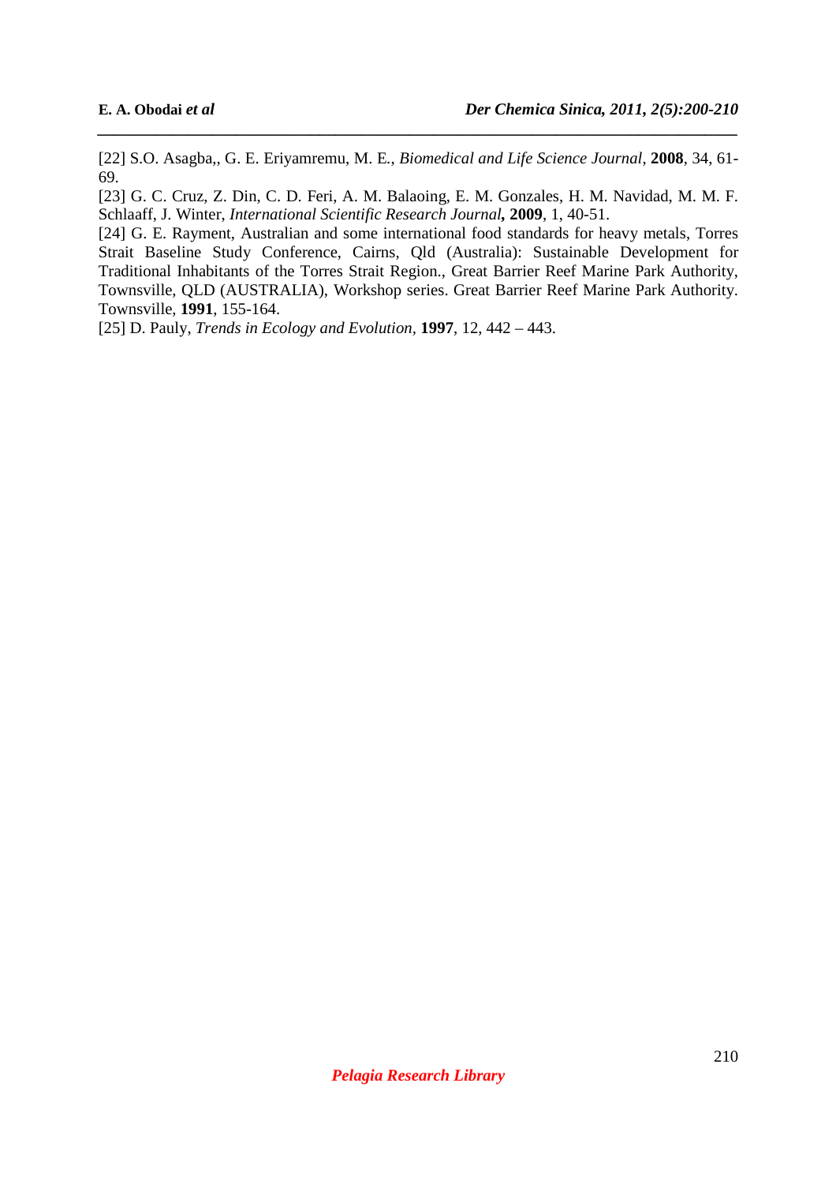[22] S.O. Asagba,, G. E. Eriyamremu, M. E., *Biomedical and Life Science Journal*, **2008**, 34, 61-69.

[23] G. C. Cruz, Z. Din, C. D. Feri, A. M. Balaoing, E. M. Gonzales, H. M. Navidad, M. M. F. Schlaaff, J. Winter, *International Scientific Research Journal***, 2009**, 1, 40-51.

[24] G. E. Rayment, Australian and some international food standards for heavy metals, Torres Strait Baseline Study Conference, Cairns, Qld (Australia): Sustainable Development for Traditional Inhabitants of the Torres Strait Region., Great Barrier Reef Marine Park Authority, Townsville, QLD (AUSTRALIA), Workshop series. Great Barrier Reef Marine Park Authority. Townsville, **1991**, 155-164.

[25] D. Pauly, *Trends in Ecology and Evolution,* **1997**, 12, 442 – 443.